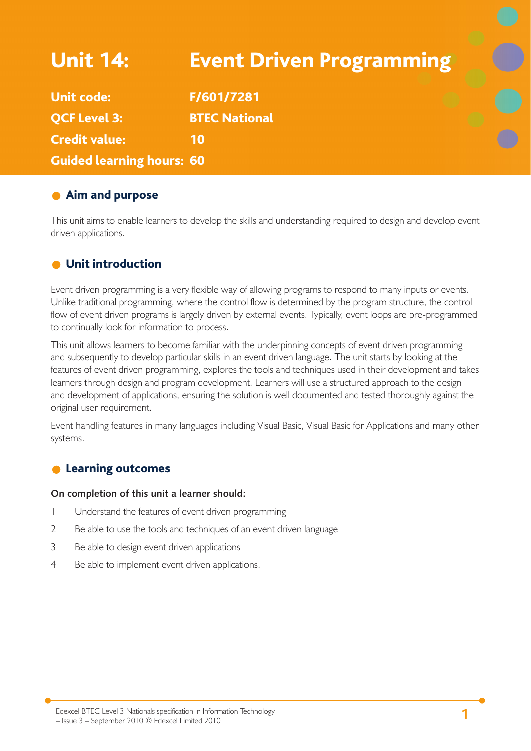# Unit 14: Event Driven Programming

**Unit code:** F/601/7281

**QCF Level 3:** BTEC National

**Credit value:** 10

**Guided learning hours:** 60

## Aim and purpose

This unit aims to enable learners to develop the skills and understanding required to design and develop event driven applications.

## Unit introduction

Event driven programming is a very flexible way of allowing programs to respond to many inputs or events. Unlike traditional programming, where the control flow is determined by the program structure, the control flow of event driven programs is largely driven by external events. Typically, event loops are pre-programmed to continually look for information to process.

This unit allows learners to become familiar with the underpinning concepts of event driven programming and subsequently to develop particular skills in an event driven language. The unit starts by looking at the features of event driven programming, explores the tools and techniques used in their development and takes learners through design and program development. Learners will use a structured approach to the design and development of applications, ensuring the solution is well documented and tested thoroughly against the original user requirement.

Event handling features in many languages including Visual Basic, Visual Basic for Applications and many other systems.

## Learning outcomes

**On completion of this unit a learner should:**

1. Understand the features of event driven programming
2. Be able to use the tools and techniques of an event driven language
3. Be able to design event driven applications
4. Be able to implement event driven applications.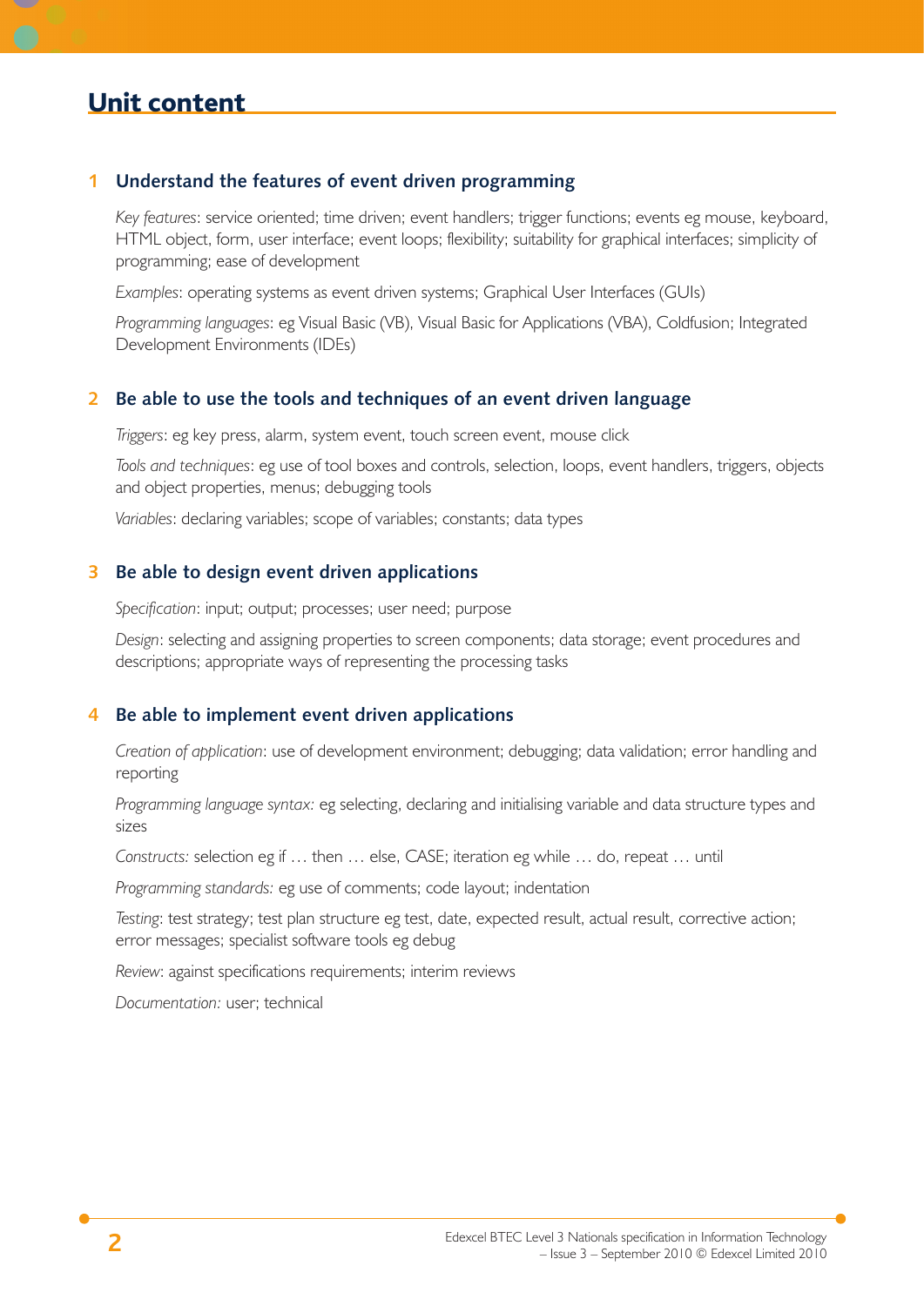## Unit content

### 1 Understand the features of event driven programming

*Key features*: service oriented; time driven; event handlers; trigger functions; events eg mouse, keyboard, HTML object, form, user interface; event loops; flexibility; suitability for graphical interfaces; simplicity of programming; ease of development

*Examples*: operating systems as event driven systems; Graphical User Interfaces (GUIs)

*Programming languages*: eg Visual Basic (VB), Visual Basic for Applications (VBA), Coldfusion; Integrated Development Environments (IDEs)

### 2 Be able to use the tools and techniques of an event driven language

*Triggers*: eg key press, alarm, system event, touch screen event, mouse click

*Tools and techniques*: eg use of tool boxes and controls, selection, loops, event handlers, triggers, objects and object properties, menus; debugging tools

*Variables*: declaring variables; scope of variables; constants; data types

### 3 Be able to design event driven applications

*Specification*: input; output; processes; user need; purpose

*Design*: selecting and assigning properties to screen components; data storage; event procedures and descriptions; appropriate ways of representing the processing tasks

### 4 Be able to implement event driven applications

*Creation of application*: use of development environment; debugging; data validation; error handling and reporting

*Programming language syntax:* eg selecting, declaring and initialising variable and data structure types and sizes

*Constructs:* selection eg if … then … else, CASE; iteration eg while … do, repeat … until

*Programming standards:* eg use of comments; code layout; indentation

*Testing*: test strategy; test plan structure eg test, date, expected result, actual result, corrective action; error messages; specialist software tools eg debug

*Review*: against specifications requirements; interim reviews

*Documentation:* user; technical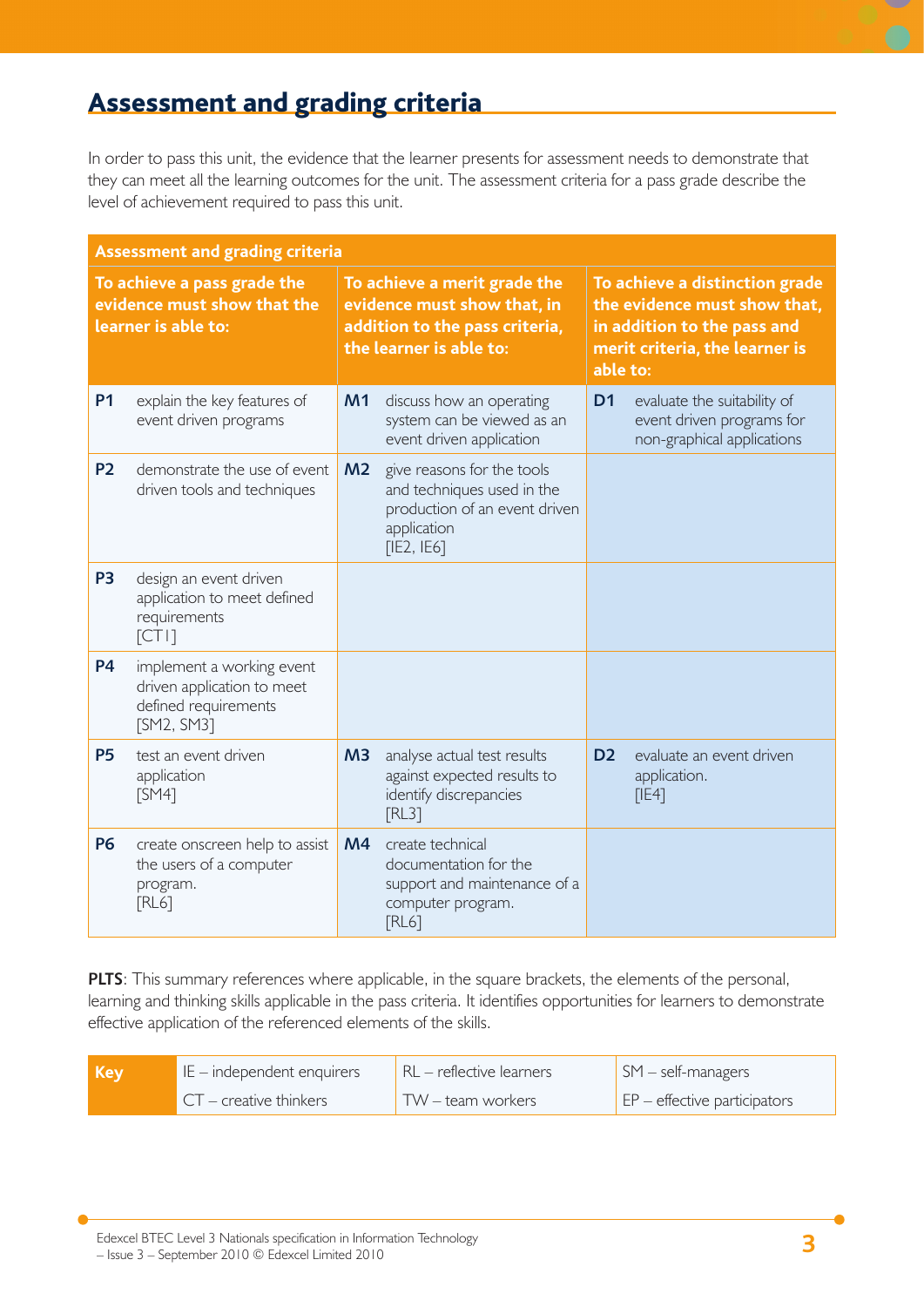## Assessment and grading criteria

In order to pass this unit, the evidence that the learner presents for assessment needs to demonstrate that they can meet all the learning outcomes for the unit. The assessment criteria for a pass grade describe the level of achievement required to pass this unit.

| Assessment and grading criteria | | | | | |
|---|---|---|---|---|---|
| **To achieve a pass grade the evidence must show that the learner is able to:** | | **To achieve a merit grade the evidence must show that, in addition to the pass criteria, the learner is able to:** | | **To achieve a distinction grade the evidence must show that, in addition to the pass and merit criteria, the learner is able to:** | |
| **P1** | explain the key features of event driven programs | **M1** | discuss how an operating system can be viewed as an event driven application | **D1** | evaluate the suitability of event driven programs for non-graphical applications |
| **P2** | demonstrate the use of event driven tools and techniques | **M2** | give reasons for the tools and techniques used in the production of an event driven application [IE2, IE6] | | |
| **P3** | design an event driven application to meet defined requirements [CT1] | | | | |
| **P4** | implement a working event driven application to meet defined requirements [SM2, SM3] | | | | |
| **P5** | test an event driven application [SM4] | **M3** | analyse actual test results against expected results to identify discrepancies [RL3] | **D2** | evaluate an event driven application. [IE4] |
| **P6** | create onscreen help to assist the users of a computer program. [RL6] | **M4** | create technical documentation for the support and maintenance of a computer program. [RL6] | | |

**PLTS**: This summary references where applicable, in the square brackets, the elements of the personal, learning and thinking skills applicable in the pass criteria. It identifies opportunities for learners to demonstrate effective application of the referenced elements of the skills.

| Key | IE – independent enquirers | RL – reflective learners | SM – self-managers |
|---|---|---|---|
| | CT – creative thinkers | TW – team workers | EP – effective participators |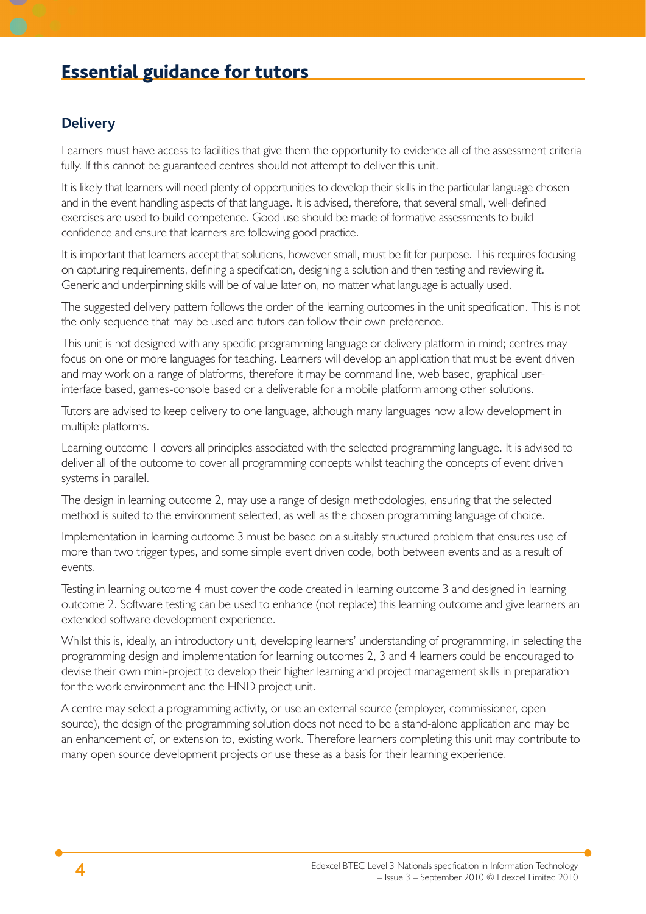# Essential guidance for tutors

## Delivery

Learners must have access to facilities that give them the opportunity to evidence all of the assessment criteria fully. If this cannot be guaranteed centres should not attempt to deliver this unit.

It is likely that learners will need plenty of opportunities to develop their skills in the particular language chosen and in the event handling aspects of that language. It is advised, therefore, that several small, well-defined exercises are used to build competence. Good use should be made of formative assessments to build confidence and ensure that learners are following good practice.

It is important that learners accept that solutions, however small, must be fit for purpose. This requires focusing on capturing requirements, defining a specification, designing a solution and then testing and reviewing it. Generic and underpinning skills will be of value later on, no matter what language is actually used.

The suggested delivery pattern follows the order of the learning outcomes in the unit specification. This is not the only sequence that may be used and tutors can follow their own preference.

This unit is not designed with any specific programming language or delivery platform in mind; centres may focus on one or more languages for teaching. Learners will develop an application that must be event driven and may work on a range of platforms, therefore it may be command line, web based, graphical user-interface based, games-console based or a deliverable for a mobile platform among other solutions.

Tutors are advised to keep delivery to one language, although many languages now allow development in multiple platforms.

Learning outcome 1 covers all principles associated with the selected programming language. It is advised to deliver all of the outcome to cover all programming concepts whilst teaching the concepts of event driven systems in parallel.

The design in learning outcome 2, may use a range of design methodologies, ensuring that the selected method is suited to the environment selected, as well as the chosen programming language of choice.

Implementation in learning outcome 3 must be based on a suitably structured problem that ensures use of more than two trigger types, and some simple event driven code, both between events and as a result of events.

Testing in learning outcome 4 must cover the code created in learning outcome 3 and designed in learning outcome 2. Software testing can be used to enhance (not replace) this learning outcome and give learners an extended software development experience.

Whilst this is, ideally, an introductory unit, developing learners' understanding of programming, in selecting the programming design and implementation for learning outcomes 2, 3 and 4 learners could be encouraged to devise their own mini-project to develop their higher learning and project management skills in preparation for the work environment and the HND project unit.

A centre may select a programming activity, or use an external source (employer, commissioner, open source), the design of the programming solution does not need to be a stand-alone application and may be an enhancement of, or extension to, existing work. Therefore learners completing this unit may contribute to many open source development projects or use these as a basis for their learning experience.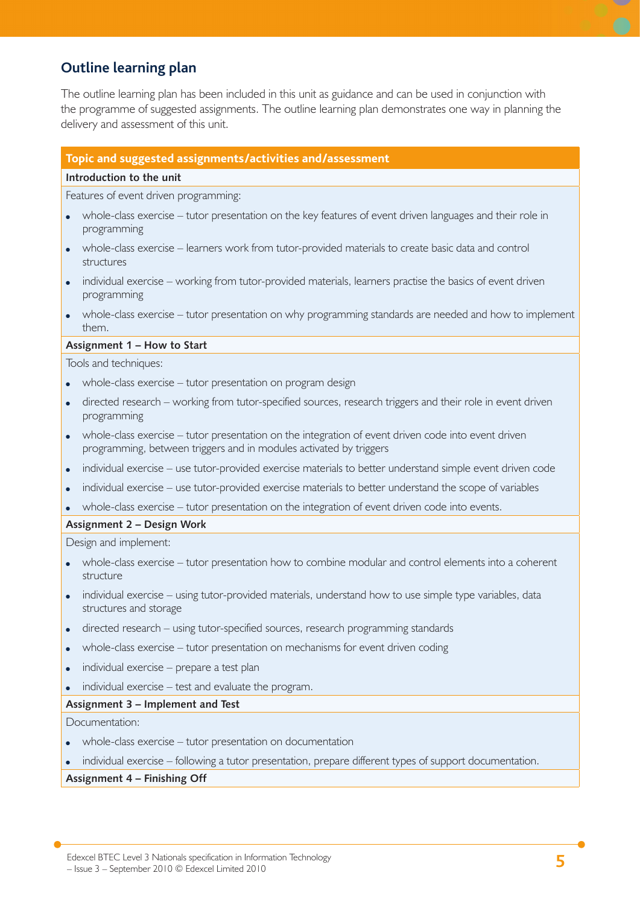## Outline learning plan

The outline learning plan has been included in this unit as guidance and can be used in conjunction with the programme of suggested assignments. The outline learning plan demonstrates one way in planning the delivery and assessment of this unit.

| Topic and suggested assignments/activities and/assessment |
|---|
| **Introduction to the unit** |
| Features of event driven programming:<br>• whole-class exercise – tutor presentation on the key features of event driven languages and their role in programming<br>• whole-class exercise – learners work from tutor-provided materials to create basic data and control structures<br>• individual exercise – working from tutor-provided materials, learners practise the basics of event driven programming<br>• whole-class exercise – tutor presentation on why programming standards are needed and how to implement them. |
| **Assignment 1 – How to Start** |
| Tools and techniques:<br>• whole-class exercise – tutor presentation on program design<br>• directed research – working from tutor-specified sources, research triggers and their role in event driven programming<br>• whole-class exercise – tutor presentation on the integration of event driven code into event driven programming, between triggers and in modules activated by triggers<br>• individual exercise – use tutor-provided exercise materials to better understand simple event driven code<br>• individual exercise – use tutor-provided exercise materials to better understand the scope of variables<br>• whole-class exercise – tutor presentation on the integration of event driven code into events. |
| **Assignment 2 – Design Work** |
| Design and implement:<br>• whole-class exercise – tutor presentation how to combine modular and control elements into a coherent structure<br>• individual exercise – using tutor-provided materials, understand how to use simple type variables, data structures and storage<br>• directed research – using tutor-specified sources, research programming standards<br>• whole-class exercise – tutor presentation on mechanisms for event driven coding<br>• individual exercise – prepare a test plan<br>• individual exercise – test and evaluate the program. |
| **Assignment 3 – Implement and Test** |
| Documentation:<br>• whole-class exercise – tutor presentation on documentation<br>• individual exercise – following a tutor presentation, prepare different types of support documentation. |
| **Assignment 4 – Finishing Off** |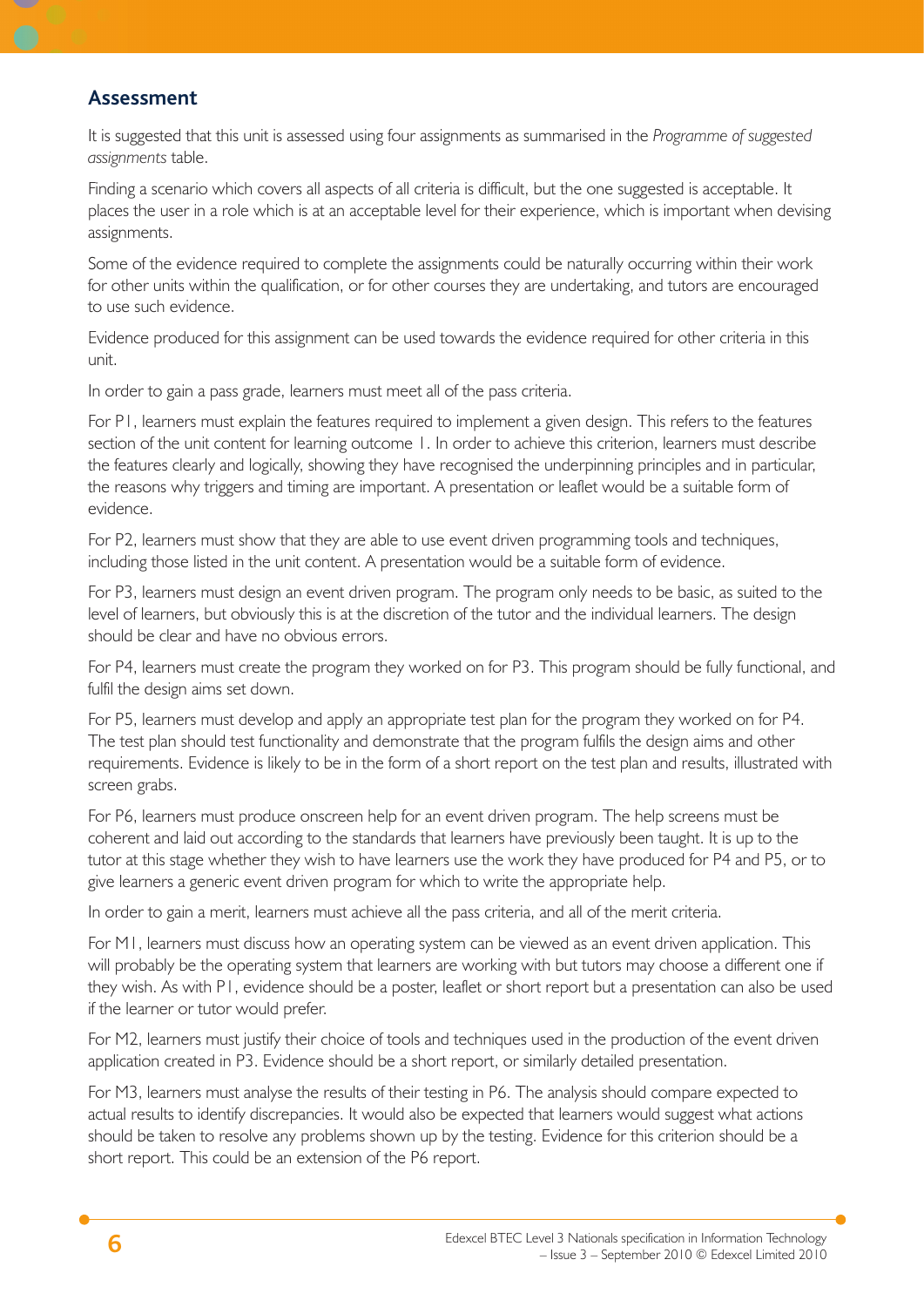## Assessment

It is suggested that this unit is assessed using four assignments as summarised in the *Programme of suggested assignments* table.

Finding a scenario which covers all aspects of all criteria is difficult, but the one suggested is acceptable. It places the user in a role which is at an acceptable level for their experience, which is important when devising assignments.

Some of the evidence required to complete the assignments could be naturally occurring within their work for other units within the qualification, or for other courses they are undertaking, and tutors are encouraged to use such evidence.

Evidence produced for this assignment can be used towards the evidence required for other criteria in this unit.

In order to gain a pass grade, learners must meet all of the pass criteria.

For P1, learners must explain the features required to implement a given design. This refers to the features section of the unit content for learning outcome 1. In order to achieve this criterion, learners must describe the features clearly and logically, showing they have recognised the underpinning principles and in particular, the reasons why triggers and timing are important. A presentation or leaflet would be a suitable form of evidence.

For P2, learners must show that they are able to use event driven programming tools and techniques, including those listed in the unit content. A presentation would be a suitable form of evidence.

For P3, learners must design an event driven program. The program only needs to be basic, as suited to the level of learners, but obviously this is at the discretion of the tutor and the individual learners. The design should be clear and have no obvious errors.

For P4, learners must create the program they worked on for P3. This program should be fully functional, and fulfil the design aims set down.

For P5, learners must develop and apply an appropriate test plan for the program they worked on for P4. The test plan should test functionality and demonstrate that the program fulfils the design aims and other requirements. Evidence is likely to be in the form of a short report on the test plan and results, illustrated with screen grabs.

For P6, learners must produce onscreen help for an event driven program. The help screens must be coherent and laid out according to the standards that learners have previously been taught. It is up to the tutor at this stage whether they wish to have learners use the work they have produced for P4 and P5, or to give learners a generic event driven program for which to write the appropriate help.

In order to gain a merit, learners must achieve all the pass criteria, and all of the merit criteria.

For M1, learners must discuss how an operating system can be viewed as an event driven application. This will probably be the operating system that learners are working with but tutors may choose a different one if they wish. As with P1, evidence should be a poster, leaflet or short report but a presentation can also be used if the learner or tutor would prefer.

For M2, learners must justify their choice of tools and techniques used in the production of the event driven application created in P3. Evidence should be a short report, or similarly detailed presentation.

For M3, learners must analyse the results of their testing in P6. The analysis should compare expected to actual results to identify discrepancies. It would also be expected that learners would suggest what actions should be taken to resolve any problems shown up by the testing. Evidence for this criterion should be a short report. This could be an extension of the P6 report.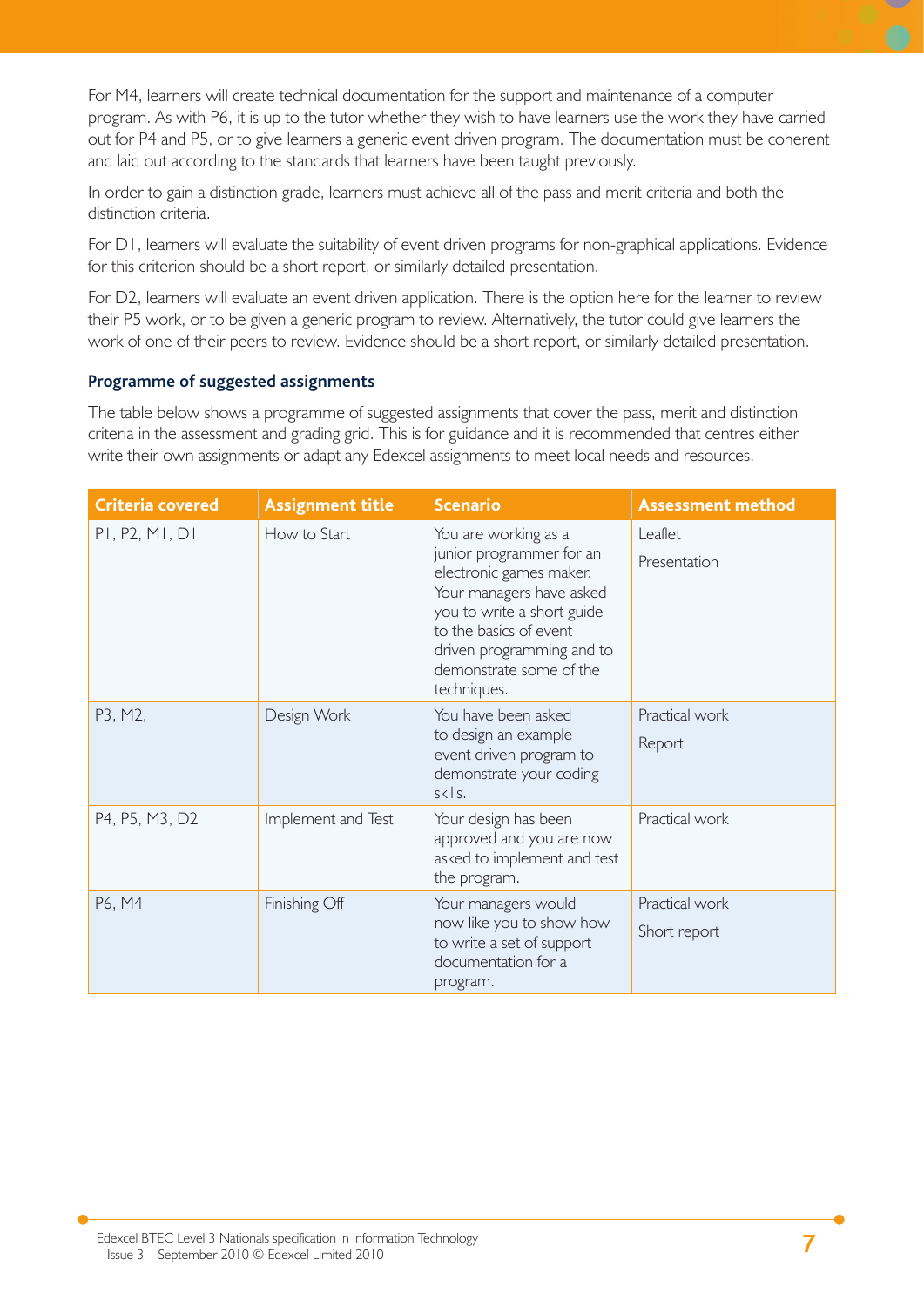For M4, learners will create technical documentation for the support and maintenance of a computer program. As with P6, it is up to the tutor whether they wish to have learners use the work they have carried out for P4 and P5, or to give learners a generic event driven program. The documentation must be coherent and laid out according to the standards that learners have been taught previously.

In order to gain a distinction grade, learners must achieve all of the pass and merit criteria and both the distinction criteria.

For D1, learners will evaluate the suitability of event driven programs for non-graphical applications. Evidence for this criterion should be a short report, or similarly detailed presentation.

For D2, learners will evaluate an event driven application. There is the option here for the learner to review their P5 work, or to be given a generic program to review. Alternatively, the tutor could give learners the work of one of their peers to review. Evidence should be a short report, or similarly detailed presentation.

### Programme of suggested assignments

The table below shows a programme of suggested assignments that cover the pass, merit and distinction criteria in the assessment and grading grid. This is for guidance and it is recommended that centres either write their own assignments or adapt any Edexcel assignments to meet local needs and resources.

| Criteria covered | Assignment title | Scenario | Assessment method |
|---|---|---|---|
| P1, P2, M1, D1 | How to Start | You are working as a junior programmer for an electronic games maker. Your managers have asked you to write a short guide to the basics of event driven programming and to demonstrate some of the techniques. | Leaflet<br>Presentation |
| P3, M2, | Design Work | You have been asked to design an example event driven program to demonstrate your coding skills. | Practical work<br>Report |
| P4, P5, M3, D2 | Implement and Test | Your design has been approved and you are now asked to implement and test the program. | Practical work |
| P6, M4 | Finishing Off | Your managers would now like you to show how to write a set of support documentation for a program. | Practical work<br>Short report |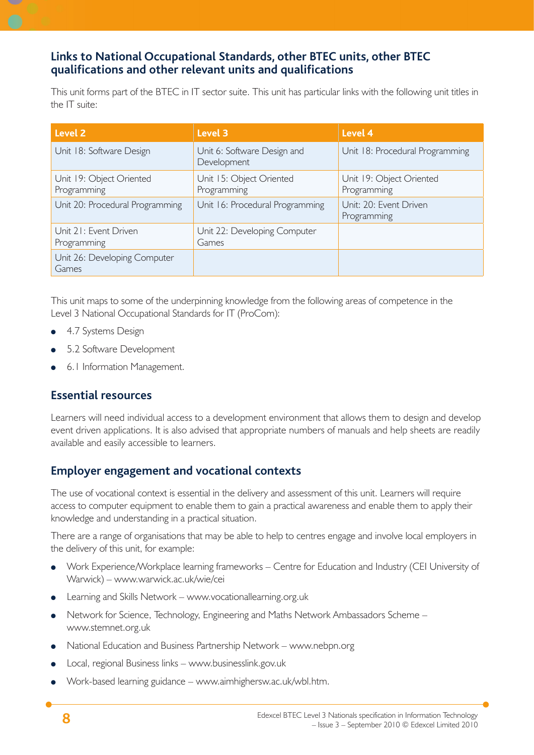## Links to National Occupational Standards, other BTEC units, other BTEC qualifications and other relevant units and qualifications

This unit forms part of the BTEC in IT sector suite. This unit has particular links with the following unit titles in the IT suite:

| Level 2 | Level 3 | Level 4 |
|---|---|---|
| Unit 18: Software Design | Unit 6: Software Design and Development | Unit 18: Procedural Programming |
| Unit 19: Object Oriented Programming | Unit 15: Object Oriented Programming | Unit 19: Object Oriented Programming |
| Unit 20: Procedural Programming | Unit 16: Procedural Programming | Unit: 20: Event Driven Programming |
| Unit 21: Event Driven Programming | Unit 22: Developing Computer Games | |
| Unit 26: Developing Computer Games | | |

This unit maps to some of the underpinning knowledge from the following areas of competence in the Level 3 National Occupational Standards for IT (ProCom):

- 4.7 Systems Design
- 5.2 Software Development
- 6.1 Information Management.

## Essential resources

Learners will need individual access to a development environment that allows them to design and develop event driven applications. It is also advised that appropriate numbers of manuals and help sheets are readily available and easily accessible to learners.

## Employer engagement and vocational contexts

The use of vocational context is essential in the delivery and assessment of this unit. Learners will require access to computer equipment to enable them to gain a practical awareness and enable them to apply their knowledge and understanding in a practical situation.

There are a range of organisations that may be able to help to centres engage and involve local employers in the delivery of this unit, for example:

- Work Experience/Workplace learning frameworks – Centre for Education and Industry (CEI University of Warwick) – www.warwick.ac.uk/wie/cei
- Learning and Skills Network – www.vocationallearning.org.uk
- Network for Science, Technology, Engineering and Maths Network Ambassadors Scheme – www.stemnet.org.uk
- National Education and Business Partnership Network – www.nebpn.org
- Local, regional Business links – www.businesslink.gov.uk
- Work-based learning guidance – www.aimhighersw.ac.uk/wbl.htm.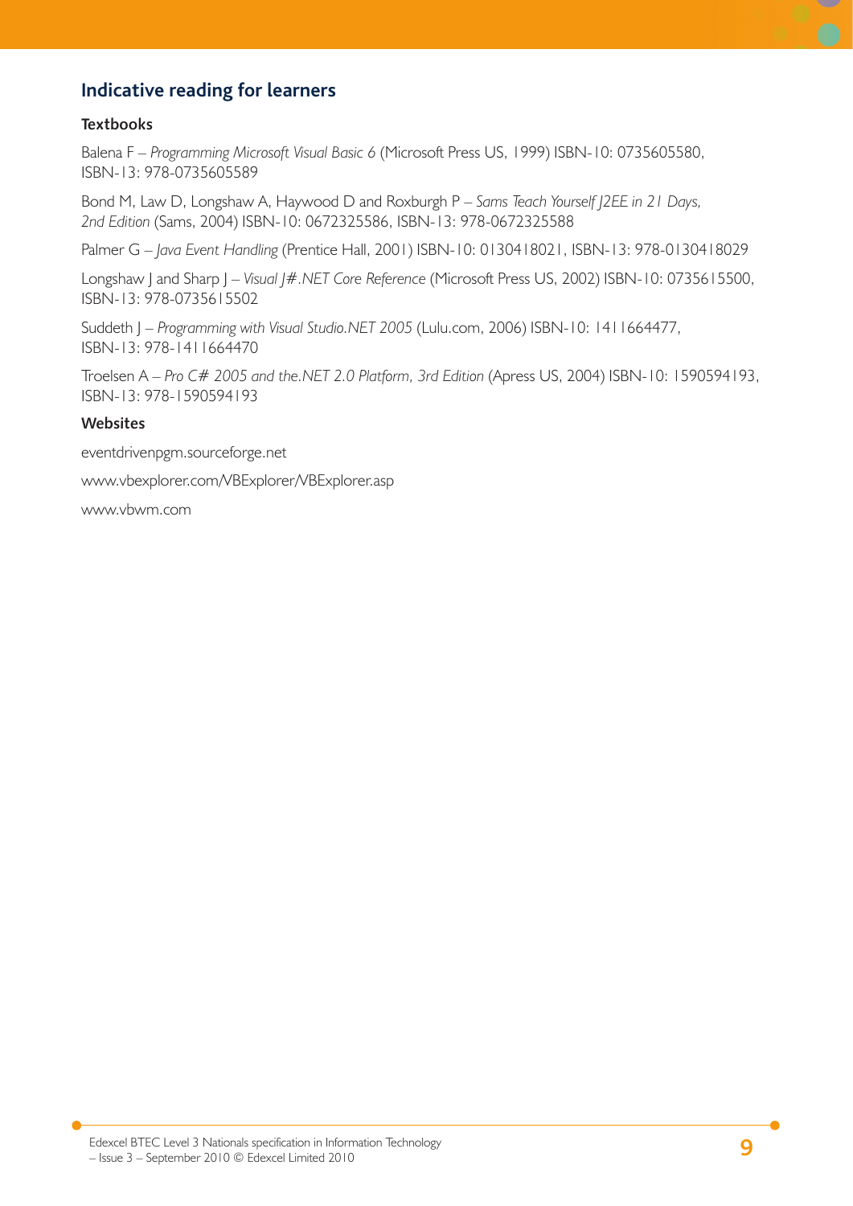## Indicative reading for learners

### Textbooks

Balena F – *Programming Microsoft Visual Basic 6* (Microsoft Press US, 1999) ISBN-10: 0735605580, ISBN-13: 978-0735605589

Bond M, Law D, Longshaw A, Haywood D and Roxburgh P – *Sams Teach Yourself J2EE in 21 Days, 2nd Edition* (Sams, 2004) ISBN-10: 0672325586, ISBN-13: 978-0672325588

Palmer G – *Java Event Handling* (Prentice Hall, 2001) ISBN-10: 0130418021, ISBN-13: 978-0130418029

Longshaw J and Sharp J – *Visual J#.NET Core Reference* (Microsoft Press US, 2002) ISBN-10: 0735615500, ISBN-13: 978-0735615502

Suddeth J – *Programming with Visual Studio.NET 2005* (Lulu.com, 2006) ISBN-10: 1411664477, ISBN-13: 978-1411664470

Troelsen A – *Pro C# 2005 and the.NET 2.0 Platform, 3rd Edition* (Apress US, 2004) ISBN-10: 1590594193, ISBN-13: 978-1590594193

### Websites

eventdrivenpgm.sourceforge.net

www.vbexplorer.com/VBExplorer/VBExplorer.asp

www.vbwm.com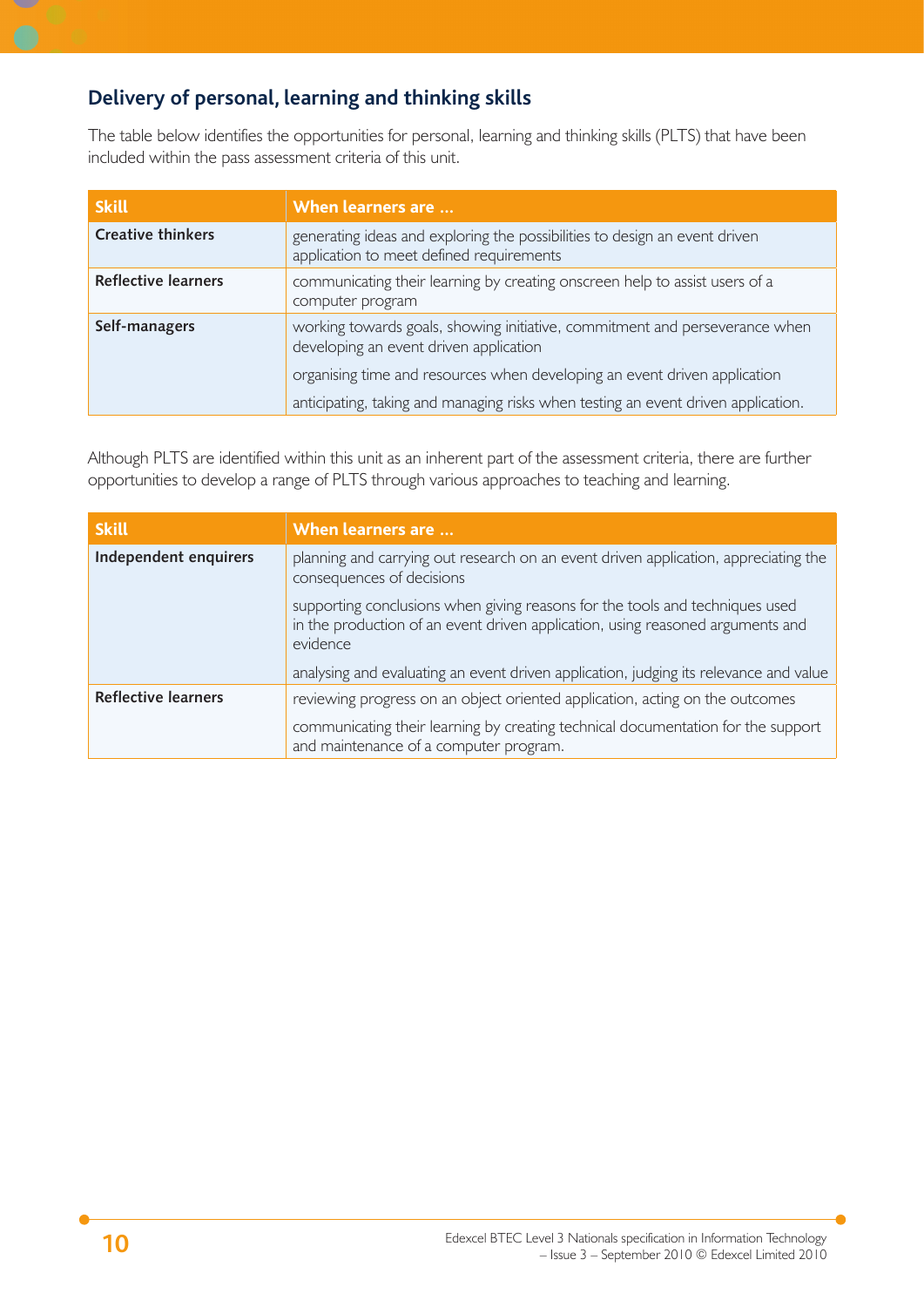## Delivery of personal, learning and thinking skills

The table below identifies the opportunities for personal, learning and thinking skills (PLTS) that have been included within the pass assessment criteria of this unit.

| Skill | When learners are … |
|---|---|
| **Creative thinkers** | generating ideas and exploring the possibilities to design an event driven application to meet defined requirements |
| **Reflective learners** | communicating their learning by creating onscreen help to assist users of a computer program |
| **Self-managers** | working towards goals, showing initiative, commitment and perseverance when developing an event driven application<br>organising time and resources when developing an event driven application<br>anticipating, taking and managing risks when testing an event driven application. |

Although PLTS are identified within this unit as an inherent part of the assessment criteria, there are further opportunities to develop a range of PLTS through various approaches to teaching and learning.

| Skill | When learners are … |
|---|---|
| **Independent enquirers** | planning and carrying out research on an event driven application, appreciating the consequences of decisions<br>supporting conclusions when giving reasons for the tools and techniques used in the production of an event driven application, using reasoned arguments and evidence<br>analysing and evaluating an event driven application, judging its relevance and value |
| **Reflective learners** | reviewing progress on an object oriented application, acting on the outcomes<br>communicating their learning by creating technical documentation for the support and maintenance of a computer program. |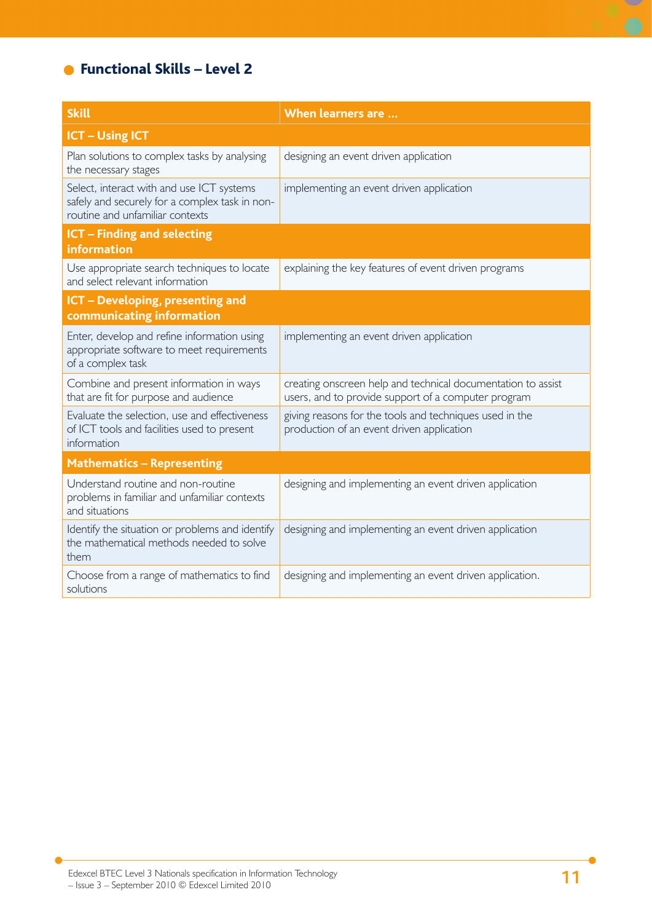## Functional Skills – Level 2

| Skill | When learners are … |
|---|---|
| **ICT – Using ICT** | |
| Plan solutions to complex tasks by analysing the necessary stages | designing an event driven application |
| Select, interact with and use ICT systems safely and securely for a complex task in non-routine and unfamiliar contexts | implementing an event driven application |
| **ICT – Finding and selecting information** | |
| Use appropriate search techniques to locate and select relevant information | explaining the key features of event driven programs |
| **ICT – Developing, presenting and communicating information** | |
| Enter, develop and refine information using appropriate software to meet requirements of a complex task | implementing an event driven application |
| Combine and present information in ways that are fit for purpose and audience | creating onscreen help and technical documentation to assist users, and to provide support of a computer program |
| Evaluate the selection, use and effectiveness of ICT tools and facilities used to present information | giving reasons for the tools and techniques used in the production of an event driven application |
| **Mathematics – Representing** | |
| Understand routine and non-routine problems in familiar and unfamiliar contexts and situations | designing and implementing an event driven application |
| Identify the situation or problems and identify the mathematical methods needed to solve them | designing and implementing an event driven application |
| Choose from a range of mathematics to find solutions | designing and implementing an event driven application. |